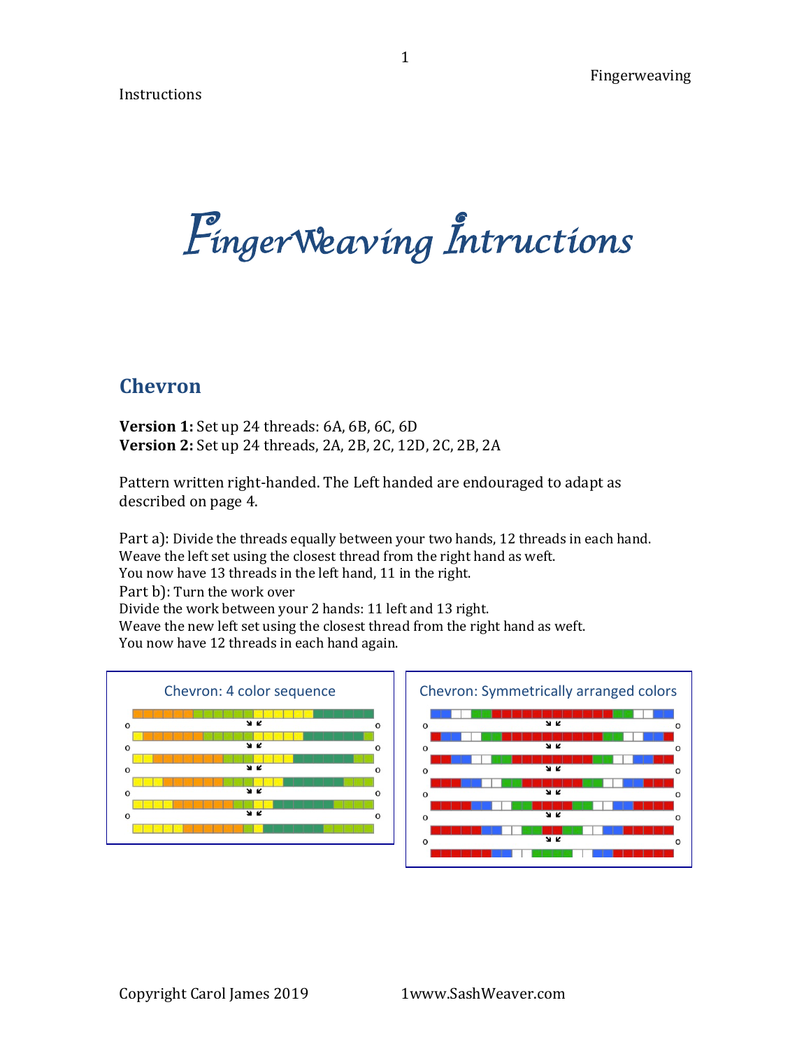# FingerWeaving Intructions

## Chevron

**Version 1:** Set up 24 threads: 6A, 6B, 6C, 6D
**Version 2:** Set up 24 threads, 2A, 2B, 2C, 12D, 2C, 2B, 2A

Pattern written right-handed. The Left handed are endouraged to adapt as described on page 4.

Part a): Divide the threads equally between your two hands, 12 threads in each hand.
Weave the left set using the closest thread from the right hand as weft.
You now have 13 threads in the left hand, 11 in the right.
Part b): Turn the work over
Divide the work between your 2 hands: 11 left and 13 right.
Weave the new left set using the closest thread from the right hand as weft.
You now have 12 threads in each hand again.

Chevron: 4 color sequence

Chevron: Symmetrically arranged colors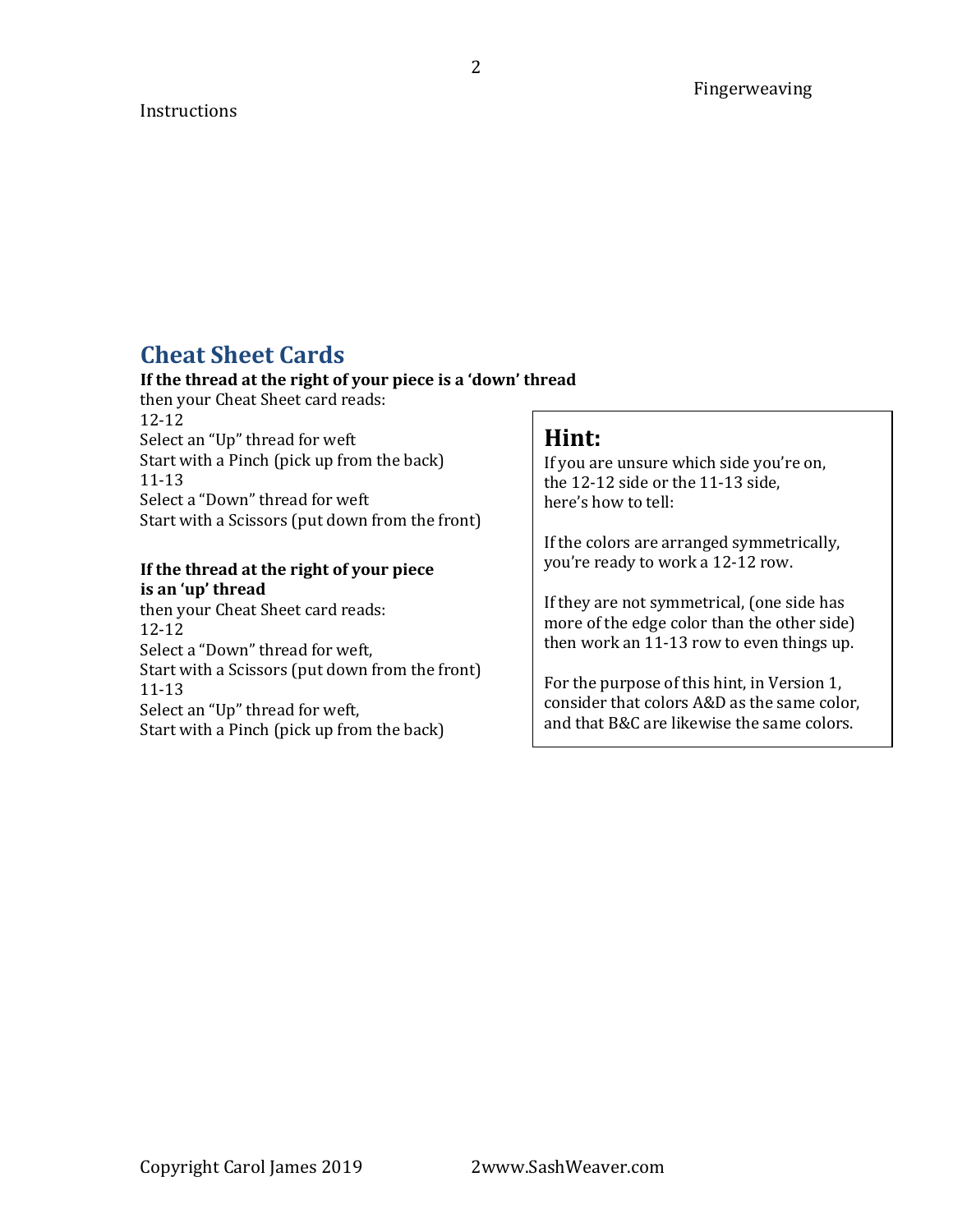## Cheat Sheet Cards

**If the thread at the right of your piece is a 'down' thread**
then your Cheat Sheet card reads:
12-12
Select an "Up" thread for weft
Start with a Pinch (pick up from the back)
11-13
Select a "Down" thread for weft
Start with a Scissors (put down from the front)

**If the thread at the right of your piece is an 'up' thread**
then your Cheat Sheet card reads:
12-12
Select a "Down" thread for weft,
Start with a Scissors (put down from the front)
11-13
Select an "Up" thread for weft,
Start with a Pinch (pick up from the back)

### Hint:

If you are unsure which side you're on, the 12-12 side or the 11-13 side, here's how to tell:

If the colors are arranged symmetrically, you're ready to work a 12-12 row.

If they are not symmetrical, (one side has more of the edge color than the other side) then work an 11-13 row to even things up.

For the purpose of this hint, in Version 1, consider that colors A&D as the same color, and that B&C are likewise the same colors.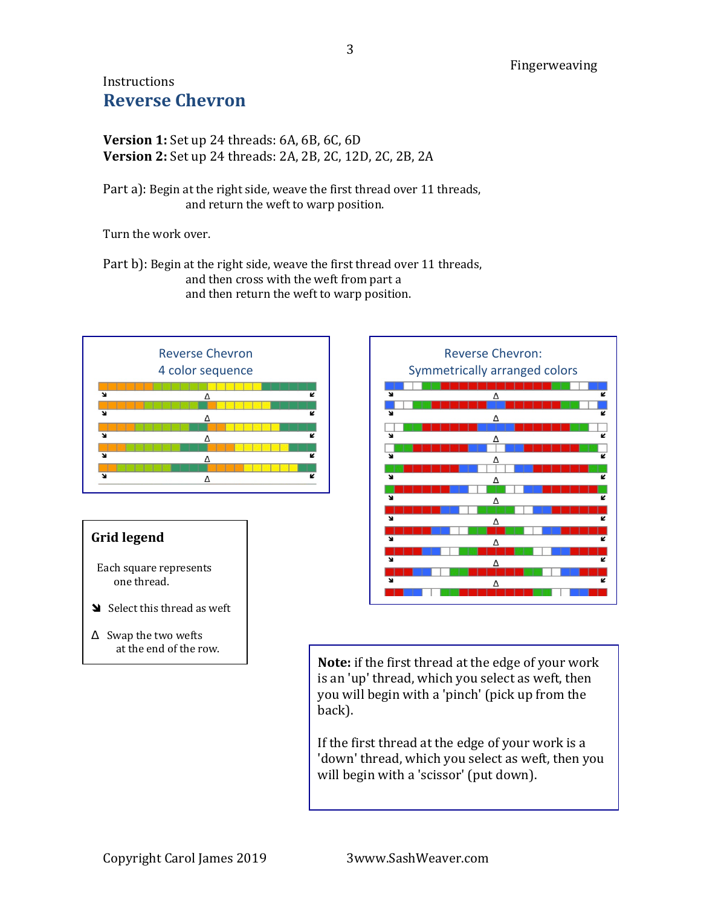Instructions

# Reverse Chevron

**Version 1:** Set up 24 threads: 6A, 6B, 6C, 6D
**Version 2:** Set up 24 threads: 2A, 2B, 2C, 12D, 2C, 2B, 2A

Part a): Begin at the right side, weave the first thread over 11 threads, and return the weft to warp position.

Turn the work over.

Part b): Begin at the right side, weave the first thread over 11 threads, and then cross with the weft from part a and then return the weft to warp position.

Reverse Chevron
4 color sequence

Reverse Chevron:
Symmetrically arranged colors

**Grid legend**

Each square represents one thread.

➘ Select this thread as weft

Δ Swap the two wefts at the end of the row.

**Note:** if the first thread at the edge of your work is an 'up' thread, which you select as weft, then you will begin with a 'pinch' (pick up from the back).

If the first thread at the edge of your work is a 'down' thread, which you select as weft, then you will begin with a 'scissor' (put down).

Copyright Carol James 2019 3www.SashWeaver.com